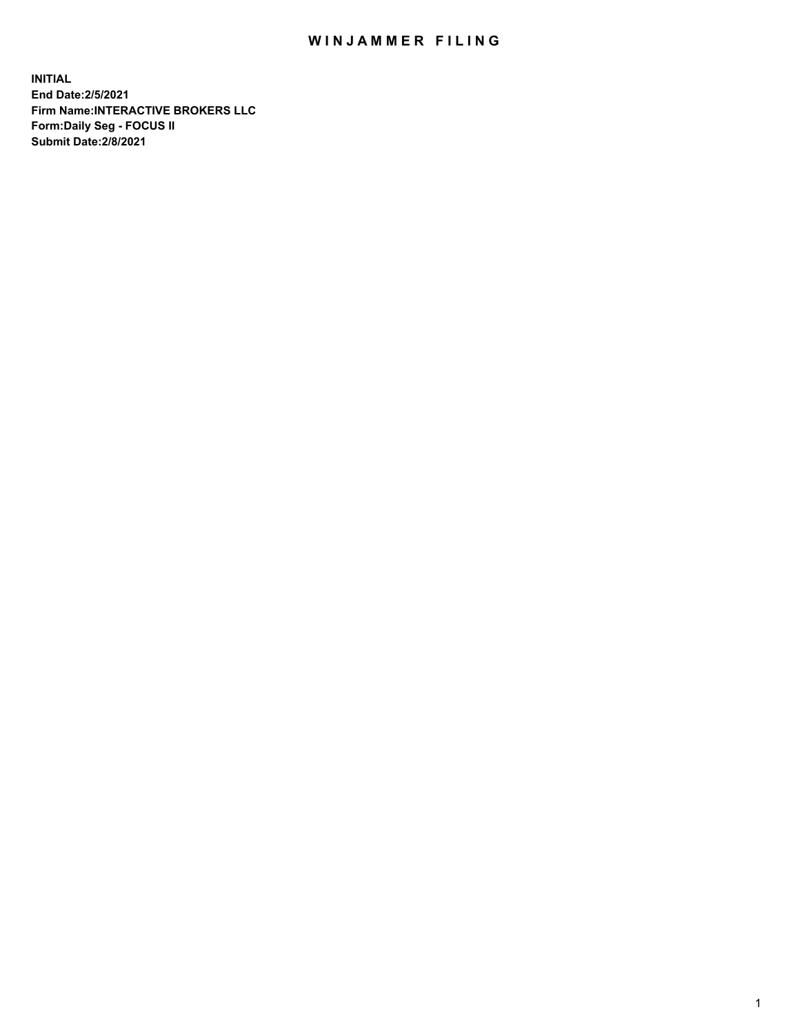# WINJAMMER FILING

**INITIAL**
**End Date:2/5/2021**
**Firm Name:INTERACTIVE BROKERS LLC**
**Form:Daily Seg - FOCUS II**
**Submit Date:2/8/2021**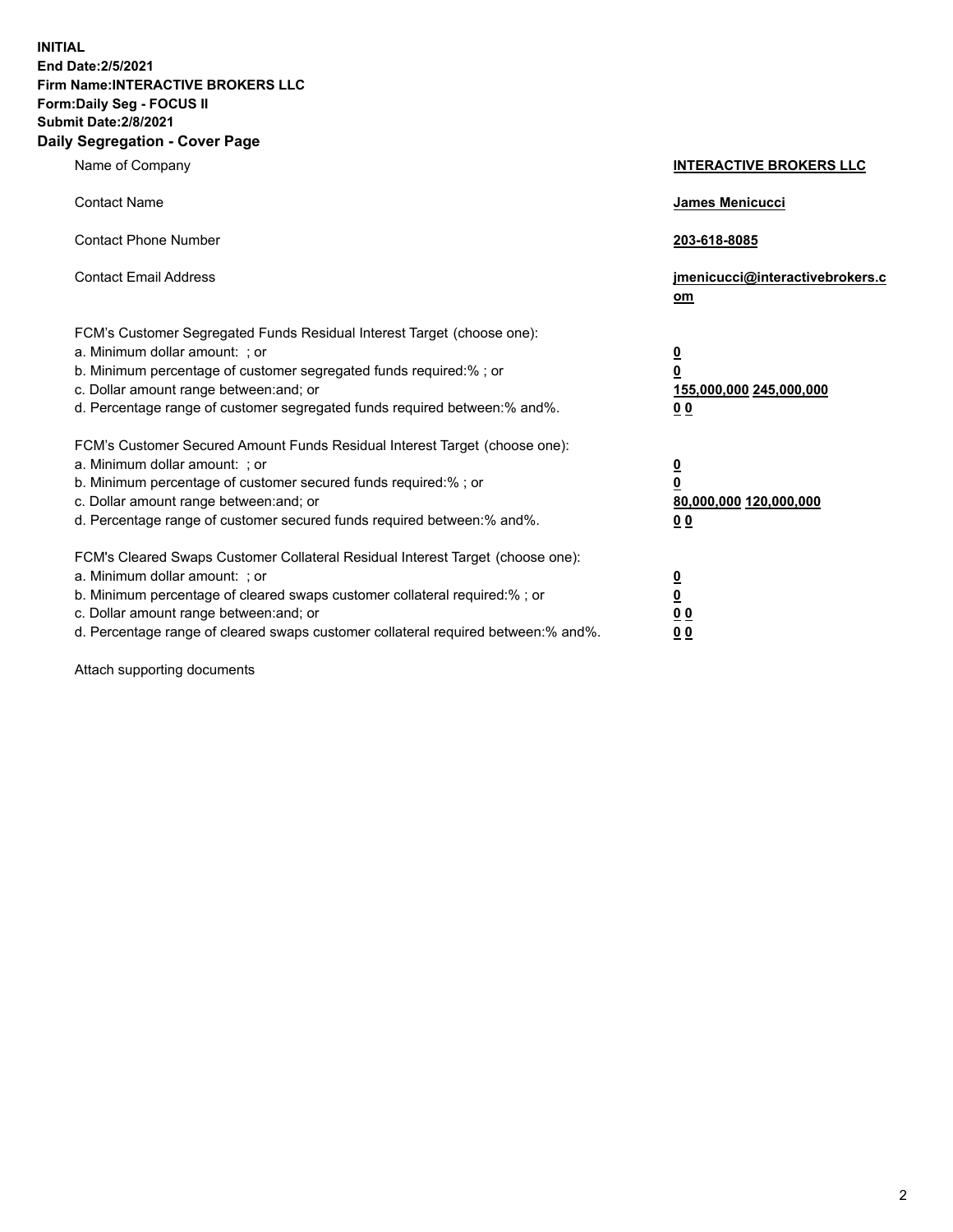**INITIAL**
**End Date:2/5/2021**
**Firm Name:INTERACTIVE BROKERS LLC**
**Form:Daily Seg - FOCUS II**
**Submit Date:2/8/2021**
**Daily Segregation - Cover Page**

| | |
|---|---|
| Name of Company | **INTERACTIVE BROKERS LLC** |
| Contact Name | **James Menicucci** |
| Contact Phone Number | **203-618-8085** |
| Contact Email Address | **jmenicucci@interactivebrokers.com** |

FCM's Customer Segregated Funds Residual Interest Target (choose one):

| | |
|---|---|
| a. Minimum dollar amount: ; or | **0** |
| b. Minimum percentage of customer segregated funds required:% ; or | **0** |
| c. Dollar amount range between:and; or | **155,000,000 245,000,000** |
| d. Percentage range of customer segregated funds required between:% and%. | **0 0** |

FCM's Customer Secured Amount Funds Residual Interest Target (choose one):

| | |
|---|---|
| a. Minimum dollar amount: ; or | **0** |
| b. Minimum percentage of customer secured funds required:% ; or | **0** |
| c. Dollar amount range between:and; or | **80,000,000 120,000,000** |
| d. Percentage range of customer secured funds required between:% and%. | **0 0** |

FCM's Cleared Swaps Customer Collateral Residual Interest Target (choose one):

| | |
|---|---|
| a. Minimum dollar amount: ; or | **0** |
| b. Minimum percentage of cleared swaps customer collateral required:% ; or | **0** |
| c. Dollar amount range between:and; or | **0 0** |
| d. Percentage range of cleared swaps customer collateral required between:% and%. | **0 0** |

Attach supporting documents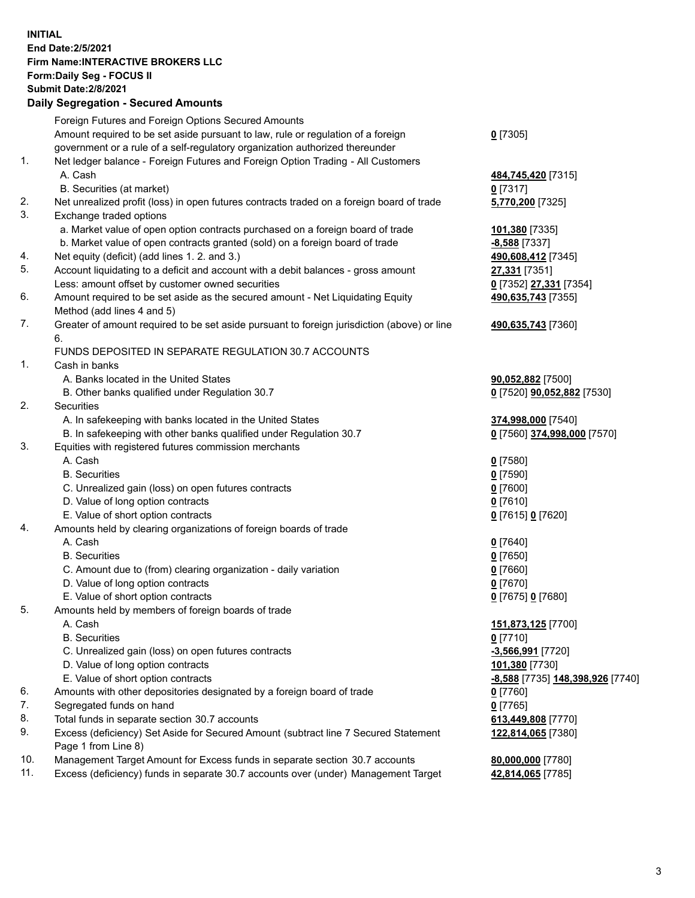**INITIAL**
**End Date:2/5/2021**
**Firm Name:INTERACTIVE BROKERS LLC**
**Form:Daily Seg - FOCUS II**
**Submit Date:2/8/2021**

**Daily Segregation - Secured Amounts**

| | | |
|---|---|---|
| | Foreign Futures and Foreign Options Secured Amounts | |
| | Amount required to be set aside pursuant to law, rule or regulation of a foreign government or a rule of a self-regulatory organization authorized thereunder | **0** [7305] |
| 1. | Net ledger balance - Foreign Futures and Foreign Option Trading - All Customers | |
| | A. Cash | **484,745,420** [7315] |
| | B. Securities (at market) | **0** [7317] |
| 2. | Net unrealized profit (loss) in open futures contracts traded on a foreign board of trade | **5,770,200** [7325] |
| 3. | Exchange traded options | |
| | a. Market value of open option contracts purchased on a foreign board of trade | **101,380** [7335] |
| | b. Market value of open contracts granted (sold) on a foreign board of trade | **-8,588** [7337] |
| 4. | Net equity (deficit) (add lines 1. 2. and 3.) | **490,608,412** [7345] |
| 5. | Account liquidating to a deficit and account with a debit balances - gross amount | **27,331** [7351] |
| | Less: amount offset by customer owned securities | **0** [7352] **27,331** [7354] |
| 6. | Amount required to be set aside as the secured amount - Net Liquidating Equity Method (add lines 4 and 5) | **490,635,743** [7355] |
| 7. | Greater of amount required to be set aside pursuant to foreign jurisdiction (above) or line 6. | **490,635,743** [7360] |
| | FUNDS DEPOSITED IN SEPARATE REGULATION 30.7 ACCOUNTS | |
| 1. | Cash in banks | |
| | A. Banks located in the United States | **90,052,882** [7500] |
| | B. Other banks qualified under Regulation 30.7 | **0** [7520] **90,052,882** [7530] |
| 2. | Securities | |
| | A. In safekeeping with banks located in the United States | **374,998,000** [7540] |
| | B. In safekeeping with other banks qualified under Regulation 30.7 | **0** [7560] **374,998,000** [7570] |
| 3. | Equities with registered futures commission merchants | |
| | A. Cash | **0** [7580] |
| | B. Securities | **0** [7590] |
| | C. Unrealized gain (loss) on open futures contracts | **0** [7600] |
| | D. Value of long option contracts | **0** [7610] |
| | E. Value of short option contracts | **0** [7615] **0** [7620] |
| 4. | Amounts held by clearing organizations of foreign boards of trade | |
| | A. Cash | **0** [7640] |
| | B. Securities | **0** [7650] |
| | C. Amount due to (from) clearing organization - daily variation | **0** [7660] |
| | D. Value of long option contracts | **0** [7670] |
| | E. Value of short option contracts | **0** [7675] **0** [7680] |
| 5. | Amounts held by members of foreign boards of trade | |
| | A. Cash | **151,873,125** [7700] |
| | B. Securities | **0** [7710] |
| | C. Unrealized gain (loss) on open futures contracts | **-3,566,991** [7720] |
| | D. Value of long option contracts | **101,380** [7730] |
| | E. Value of short option contracts | **-8,588** [7735] **148,398,926** [7740] |
| 6. | Amounts with other depositories designated by a foreign board of trade | **0** [7760] |
| 7. | Segregated funds on hand | **0** [7765] |
| 8. | Total funds in separate section 30.7 accounts | **613,449,808** [7770] |
| 9. | Excess (deficiency) Set Aside for Secured Amount (subtract line 7 Secured Statement Page 1 from Line 8) | **122,814,065** [7380] |
| 10. | Management Target Amount for Excess funds in separate section 30.7 accounts | **80,000,000** [7780] |
| 11. | Excess (deficiency) funds in separate 30.7 accounts over (under) Management Target | **42,814,065** [7785] |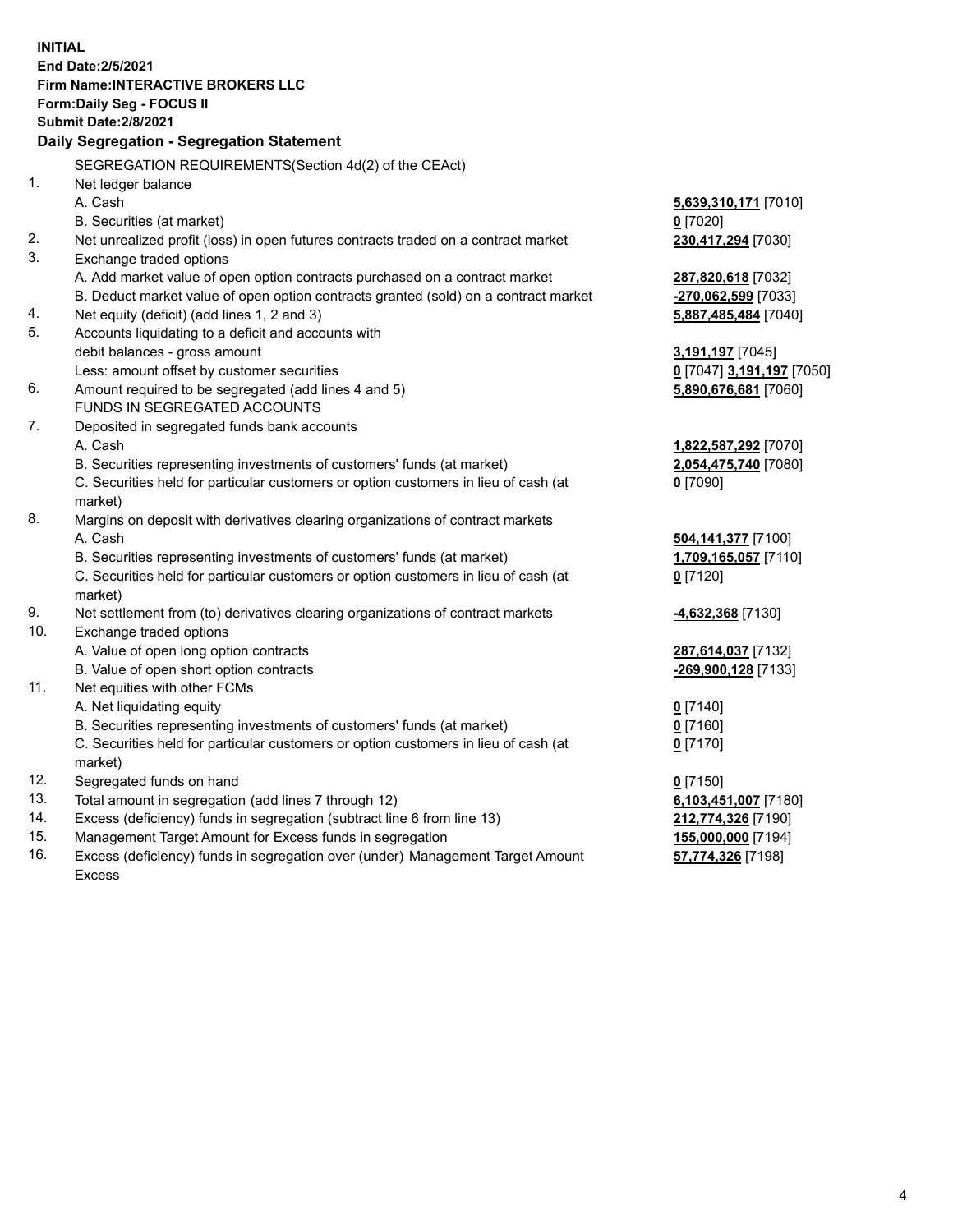**INITIAL**
**End Date:2/5/2021**
**Firm Name:INTERACTIVE BROKERS LLC**
**Form:Daily Seg - FOCUS II**
**Submit Date:2/8/2021**

### Daily Segregation - Segregation Statement

| | | |
|---|---|---|
| | SEGREGATION REQUIREMENTS(Section 4d(2) of the CEAct) | |
| 1. | Net ledger balance | |
| | A. Cash | **5,639,310,171** [7010] |
| | B. Securities (at market) | **0** [7020] |
| 2. | Net unrealized profit (loss) in open futures contracts traded on a contract market | **230,417,294** [7030] |
| 3. | Exchange traded options | |
| | A. Add market value of open option contracts purchased on a contract market | **287,820,618** [7032] |
| | B. Deduct market value of open option contracts granted (sold) on a contract market | **-270,062,599** [7033] |
| 4. | Net equity (deficit) (add lines 1, 2 and 3) | **5,887,485,484** [7040] |
| 5. | Accounts liquidating to a deficit and accounts with | |
| | debit balances - gross amount | **3,191,197** [7045] |
| | Less: amount offset by customer securities | **0** [7047] **3,191,197** [7050] |
| 6. | Amount required to be segregated (add lines 4 and 5) | **5,890,676,681** [7060] |
| | FUNDS IN SEGREGATED ACCOUNTS | |
| 7. | Deposited in segregated funds bank accounts | |
| | A. Cash | **1,822,587,292** [7070] |
| | B. Securities representing investments of customers' funds (at market) | **2,054,475,740** [7080] |
| | C. Securities held for particular customers or option customers in lieu of cash (at market) | **0** [7090] |
| 8. | Margins on deposit with derivatives clearing organizations of contract markets | |
| | A. Cash | **504,141,377** [7100] |
| | B. Securities representing investments of customers' funds (at market) | **1,709,165,057** [7110] |
| | C. Securities held for particular customers or option customers in lieu of cash (at market) | **0** [7120] |
| 9. | Net settlement from (to) derivatives clearing organizations of contract markets | **-4,632,368** [7130] |
| 10. | Exchange traded options | |
| | A. Value of open long option contracts | **287,614,037** [7132] |
| | B. Value of open short option contracts | **-269,900,128** [7133] |
| 11. | Net equities with other FCMs | |
| | A. Net liquidating equity | **0** [7140] |
| | B. Securities representing investments of customers' funds (at market) | **0** [7160] |
| | C. Securities held for particular customers or option customers in lieu of cash (at market) | **0** [7170] |
| 12. | Segregated funds on hand | **0** [7150] |
| 13. | Total amount in segregation (add lines 7 through 12) | **6,103,451,007** [7180] |
| 14. | Excess (deficiency) funds in segregation (subtract line 6 from line 13) | **212,774,326** [7190] |
| 15. | Management Target Amount for Excess funds in segregation | **155,000,000** [7194] |
| 16. | Excess (deficiency) funds in segregation over (under) Management Target Amount Excess | **57,774,326** [7198] |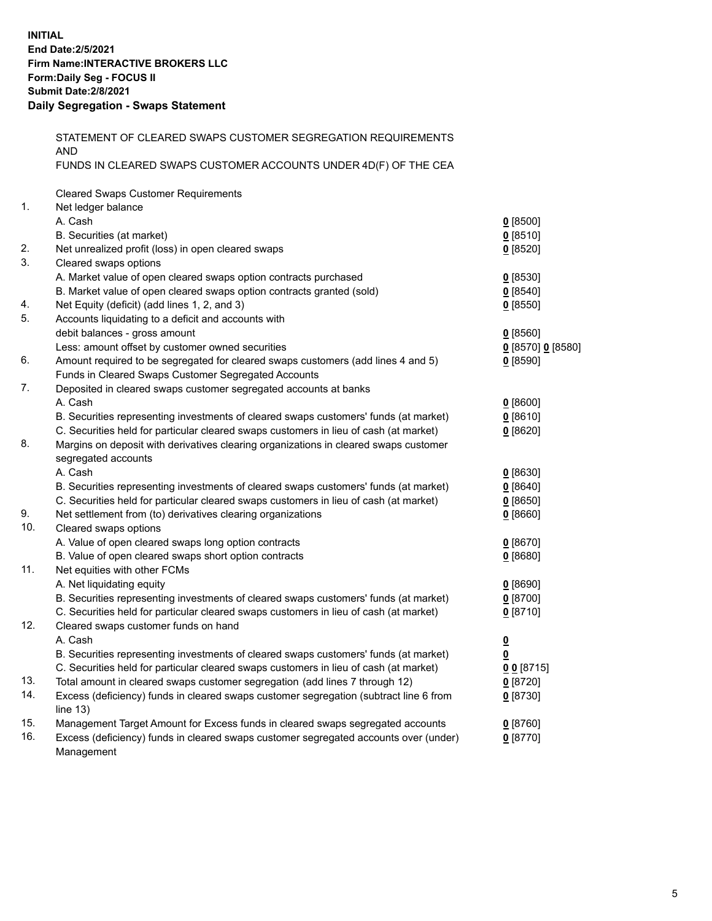**INITIAL**
**End Date:2/5/2021**
**Firm Name:INTERACTIVE BROKERS LLC**
**Form:Daily Seg - FOCUS II**
**Submit Date:2/8/2021**
**Daily Segregation - Swaps Statement**

STATEMENT OF CLEARED SWAPS CUSTOMER SEGREGATION REQUIREMENTS AND FUNDS IN CLEARED SWAPS CUSTOMER ACCOUNTS UNDER 4D(F) OF THE CEA

| | | |
|---|---|---|
| | Cleared Swaps Customer Requirements | |
| 1. | Net ledger balance | |
| | A. Cash | 0 [8500] |
| | B. Securities (at market) | 0 [8510] |
| 2. | Net unrealized profit (loss) in open cleared swaps | 0 [8520] |
| 3. | Cleared swaps options | |
| | A. Market value of open cleared swaps option contracts purchased | 0 [8530] |
| | B. Market value of open cleared swaps option contracts granted (sold) | 0 [8540] |
| 4. | Net Equity (deficit) (add lines 1, 2, and 3) | 0 [8550] |
| 5. | Accounts liquidating to a deficit and accounts with | |
| | debit balances - gross amount | 0 [8560] |
| | Less: amount offset by customer owned securities | 0 [8570] 0 [8580] |
| 6. | Amount required to be segregated for cleared swaps customers (add lines 4 and 5) | 0 [8590] |
| | Funds in Cleared Swaps Customer Segregated Accounts | |
| 7. | Deposited in cleared swaps customer segregated accounts at banks | |
| | A. Cash | 0 [8600] |
| | B. Securities representing investments of cleared swaps customers' funds (at market) | 0 [8610] |
| | C. Securities held for particular cleared swaps customers in lieu of cash (at market) | 0 [8620] |
| 8. | Margins on deposit with derivatives clearing organizations in cleared swaps customer segregated accounts | |
| | A. Cash | 0 [8630] |
| | B. Securities representing investments of cleared swaps customers' funds (at market) | 0 [8640] |
| | C. Securities held for particular cleared swaps customers in lieu of cash (at market) | 0 [8650] |
| 9. | Net settlement from (to) derivatives clearing organizations | 0 [8660] |
| 10. | Cleared swaps options | |
| | A. Value of open cleared swaps long option contracts | 0 [8670] |
| | B. Value of open cleared swaps short option contracts | 0 [8680] |
| 11. | Net equities with other FCMs | |
| | A. Net liquidating equity | 0 [8690] |
| | B. Securities representing investments of cleared swaps customers' funds (at market) | 0 [8700] |
| | C. Securities held for particular cleared swaps customers in lieu of cash (at market) | 0 [8710] |
| 12. | Cleared swaps customer funds on hand | |
| | A. Cash | 0 |
| | B. Securities representing investments of cleared swaps customers' funds (at market) | 0 |
| | C. Securities held for particular cleared swaps customers in lieu of cash (at market) | 0 0 [8715] |
| 13. | Total amount in cleared swaps customer segregation (add lines 7 through 12) | 0 [8720] |
| 14. | Excess (deficiency) funds in cleared swaps customer segregation (subtract line 6 from line 13) | 0 [8730] |
| 15. | Management Target Amount for Excess funds in cleared swaps segregated accounts | 0 [8760] |
| 16. | Excess (deficiency) funds in cleared swaps customer segregated accounts over (under) Management | 0 [8770] |